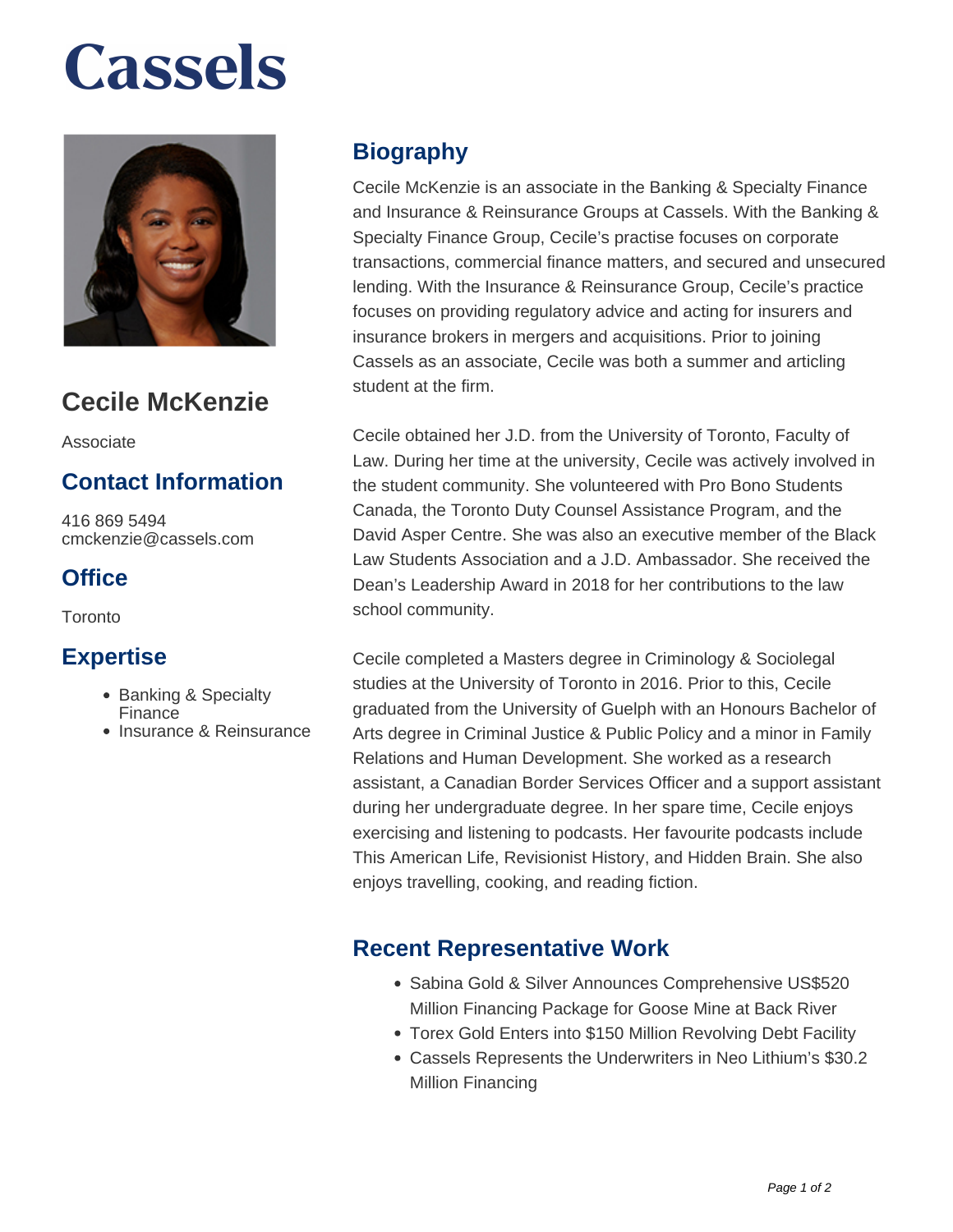# Cassels

## Cecile McKenzie

Associate

## Contact Information

416 869 5494
cmckenzie@cassels.com

## Office

Toronto

## Expertise

- Banking & Specialty Finance
- Insurance & Reinsurance

## Biography

Cecile McKenzie is an associate in the Banking & Specialty Finance and Insurance & Reinsurance Groups at Cassels. With the Banking & Specialty Finance Group, Cecile's practise focuses on corporate transactions, commercial finance matters, and secured and unsecured lending. With the Insurance & Reinsurance Group, Cecile's practice focuses on providing regulatory advice and acting for insurers and insurance brokers in mergers and acquisitions. Prior to joining Cassels as an associate, Cecile was both a summer and articling student at the firm.

Cecile obtained her J.D. from the University of Toronto, Faculty of Law. During her time at the university, Cecile was actively involved in the student community. She volunteered with Pro Bono Students Canada, the Toronto Duty Counsel Assistance Program, and the David Asper Centre. She was also an executive member of the Black Law Students Association and a J.D. Ambassador. She received the Dean's Leadership Award in 2018 for her contributions to the law school community.

Cecile completed a Masters degree in Criminology & Sociolegal studies at the University of Toronto in 2016. Prior to this, Cecile graduated from the University of Guelph with an Honours Bachelor of Arts degree in Criminal Justice & Public Policy and a minor in Family Relations and Human Development. She worked as a research assistant, a Canadian Border Services Officer and a support assistant during her undergraduate degree. In her spare time, Cecile enjoys exercising and listening to podcasts. Her favourite podcasts include This American Life, Revisionist History, and Hidden Brain. She also enjoys travelling, cooking, and reading fiction.

## Recent Representative Work

- Sabina Gold & Silver Announces Comprehensive US$520 Million Financing Package for Goose Mine at Back River
- Torex Gold Enters into $150 Million Revolving Debt Facility
- Cassels Represents the Underwriters in Neo Lithium's $30.2 Million Financing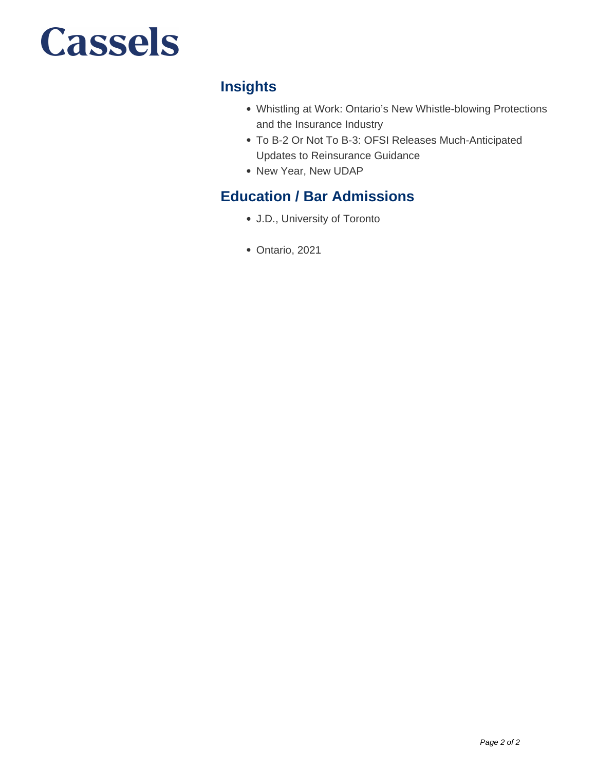## Insights

- Whistling at Work: Ontario's New Whistle-blowing Protections and the Insurance Industry
- To B-2 Or Not To B-3: OFSI Releases Much-Anticipated Updates to Reinsurance Guidance
- New Year, New UDAP

## Education / Bar Admissions

- J.D., University of Toronto

- Ontario, 2021